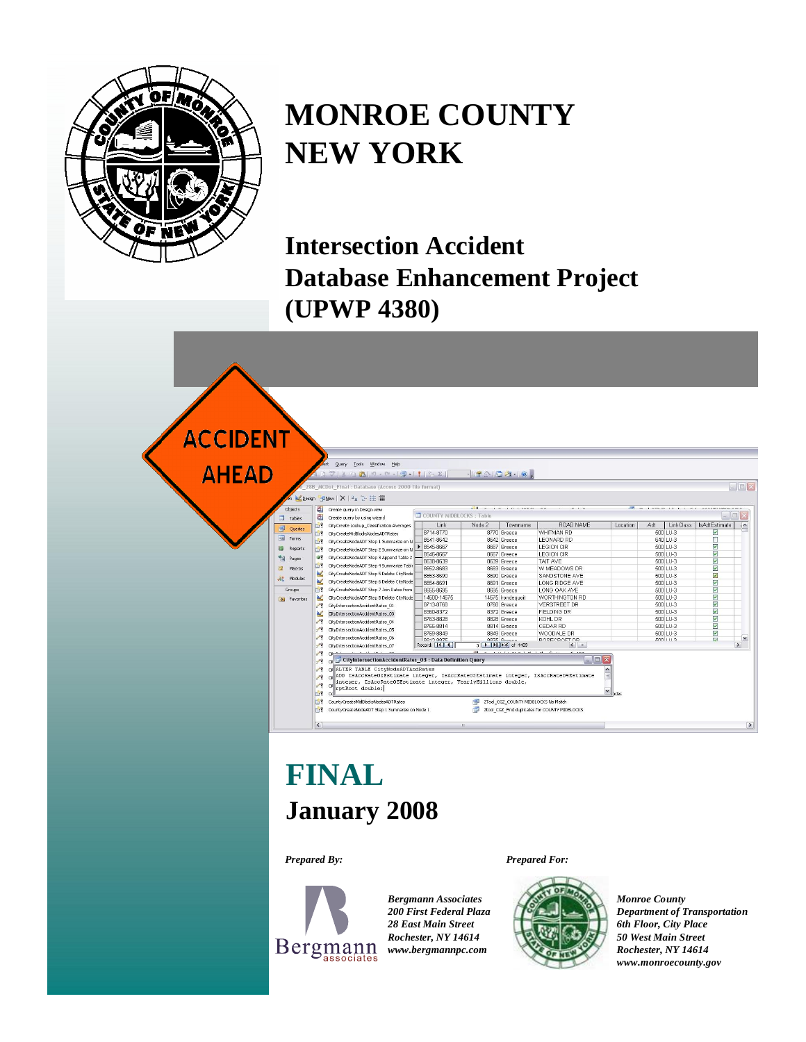# MONROE COUNTY NEW YORK

## Intersection Accident Database Enhancement Project (UPWP 4380)

# FINAL

## January 2008

*Prepared By:*

***Bergmann Associates***
***200 First Federal Plaza***
***28 East Main Street***
***Rochester, NY 14614***
***www.bergmannpc.com***

*Prepared For:*

***Monroe County***
***Department of Transportation***
***6th Floor, City Place***
***50 West Main Street***
***Rochester, NY 14614***
***www.monroecounty.gov***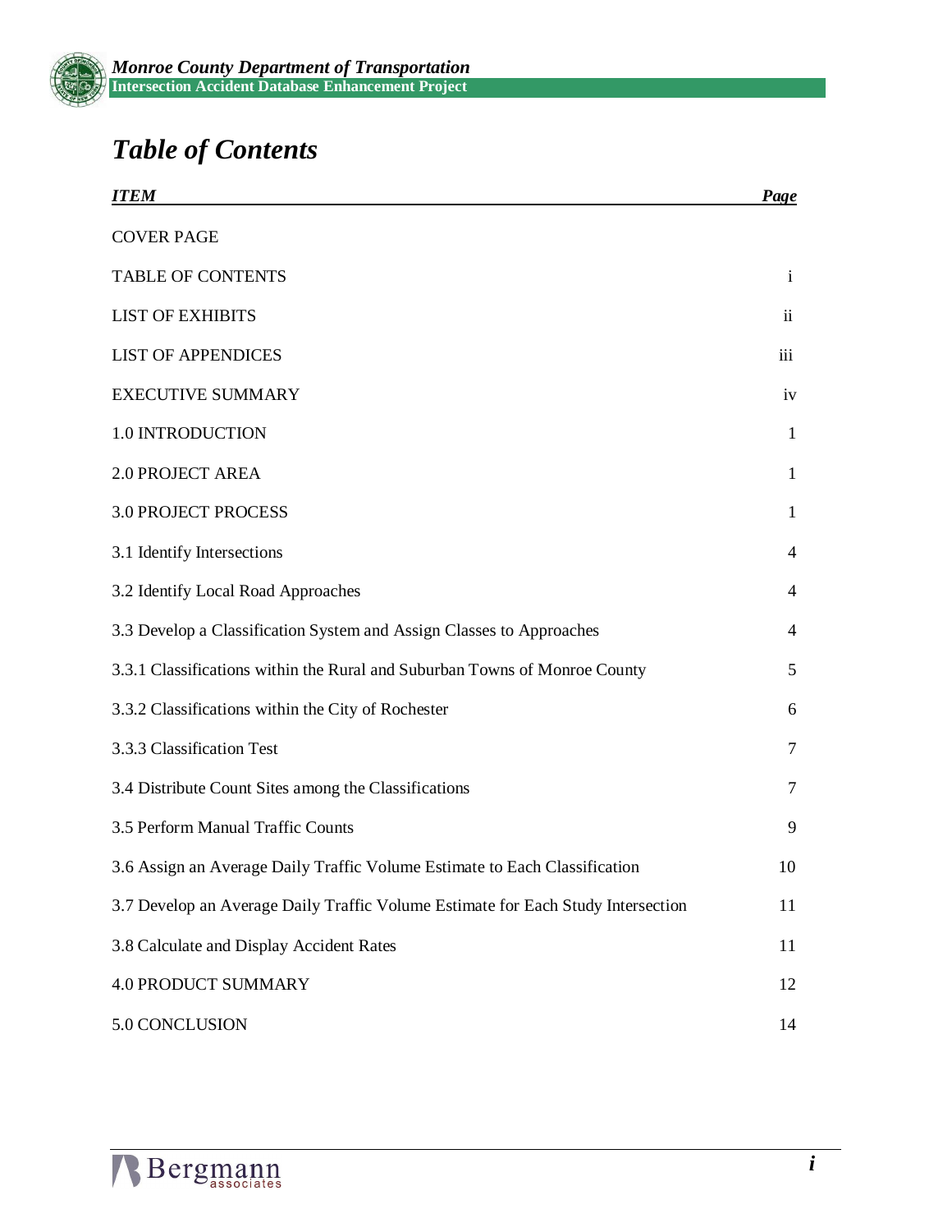# *Table of Contents*

| *ITEM* | *Page* |
|---|---|
| COVER PAGE | |
| TABLE OF CONTENTS | i |
| LIST OF EXHIBITS | ii |
| LIST OF APPENDICES | iii |
| EXECUTIVE SUMMARY | iv |
| 1.0 INTRODUCTION | 1 |
| 2.0 PROJECT AREA | 1 |
| 3.0 PROJECT PROCESS | 1 |
| 3.1 Identify Intersections | 4 |
| 3.2 Identify Local Road Approaches | 4 |
| 3.3 Develop a Classification System and Assign Classes to Approaches | 4 |
| 3.3.1 Classifications within the Rural and Suburban Towns of Monroe County | 5 |
| 3.3.2 Classifications within the City of Rochester | 6 |
| 3.3.3 Classification Test | 7 |
| 3.4 Distribute Count Sites among the Classifications | 7 |
| 3.5 Perform Manual Traffic Counts | 9 |
| 3.6 Assign an Average Daily Traffic Volume Estimate to Each Classification | 10 |
| 3.7 Develop an Average Daily Traffic Volume Estimate for Each Study Intersection | 11 |
| 3.8 Calculate and Display Accident Rates | 11 |
| 4.0 PRODUCT SUMMARY | 12 |
| 5.0 CONCLUSION | 14 |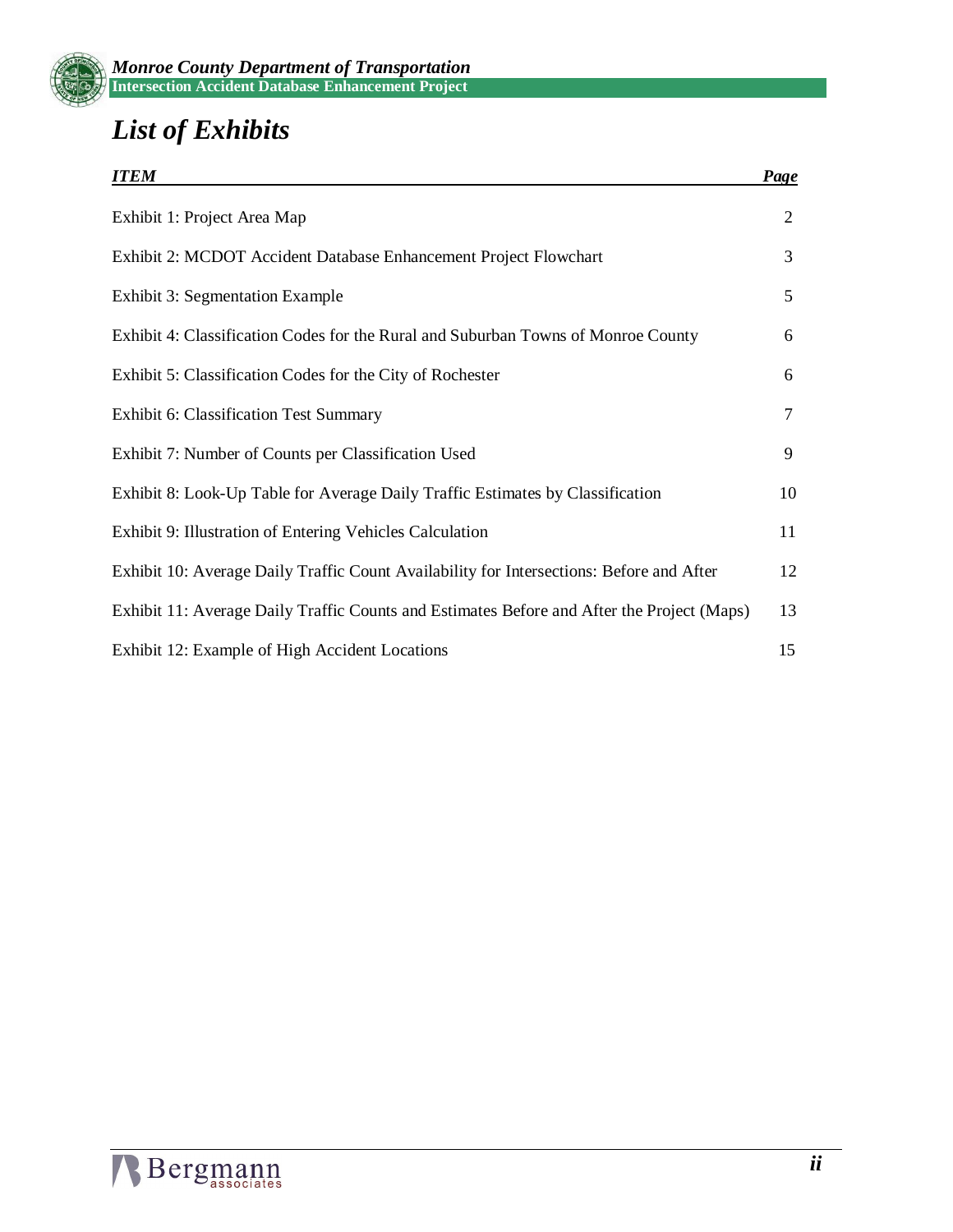# *List of Exhibits*

| *ITEM* | *Page* |
| --- | --- |
| Exhibit 1: Project Area Map | 2 |
| Exhibit 2: MCDOT Accident Database Enhancement Project Flowchart | 3 |
| Exhibit 3: Segmentation Example | 5 |
| Exhibit 4: Classification Codes for the Rural and Suburban Towns of Monroe County | 6 |
| Exhibit 5: Classification Codes for the City of Rochester | 6 |
| Exhibit 6: Classification Test Summary | 7 |
| Exhibit 7: Number of Counts per Classification Used | 9 |
| Exhibit 8: Look-Up Table for Average Daily Traffic Estimates by Classification | 10 |
| Exhibit 9: Illustration of Entering Vehicles Calculation | 11 |
| Exhibit 10: Average Daily Traffic Count Availability for Intersections: Before and After | 12 |
| Exhibit 11: Average Daily Traffic Counts and Estimates Before and After the Project (Maps) | 13 |
| Exhibit 12: Example of High Accident Locations | 15 |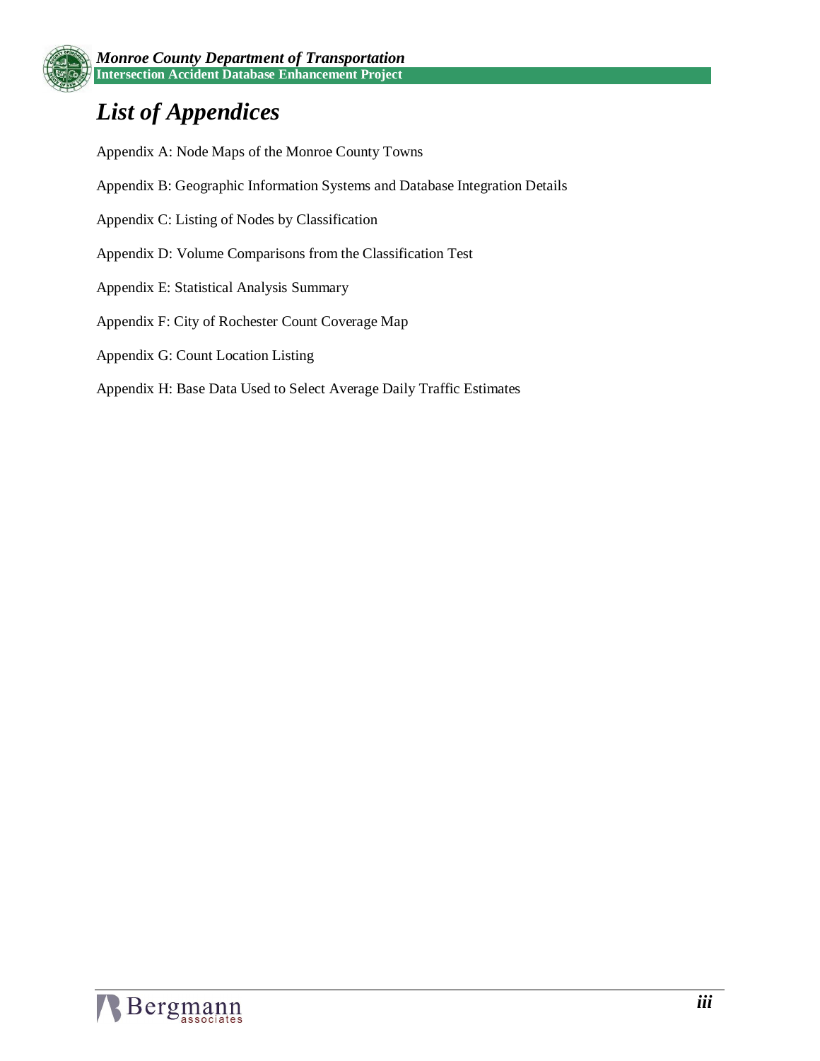# *List of Appendices*

Appendix A: Node Maps of the Monroe County Towns

Appendix B: Geographic Information Systems and Database Integration Details

Appendix C: Listing of Nodes by Classification

Appendix D: Volume Comparisons from the Classification Test

Appendix E: Statistical Analysis Summary

Appendix F: City of Rochester Count Coverage Map

Appendix G: Count Location Listing

Appendix H: Base Data Used to Select Average Daily Traffic Estimates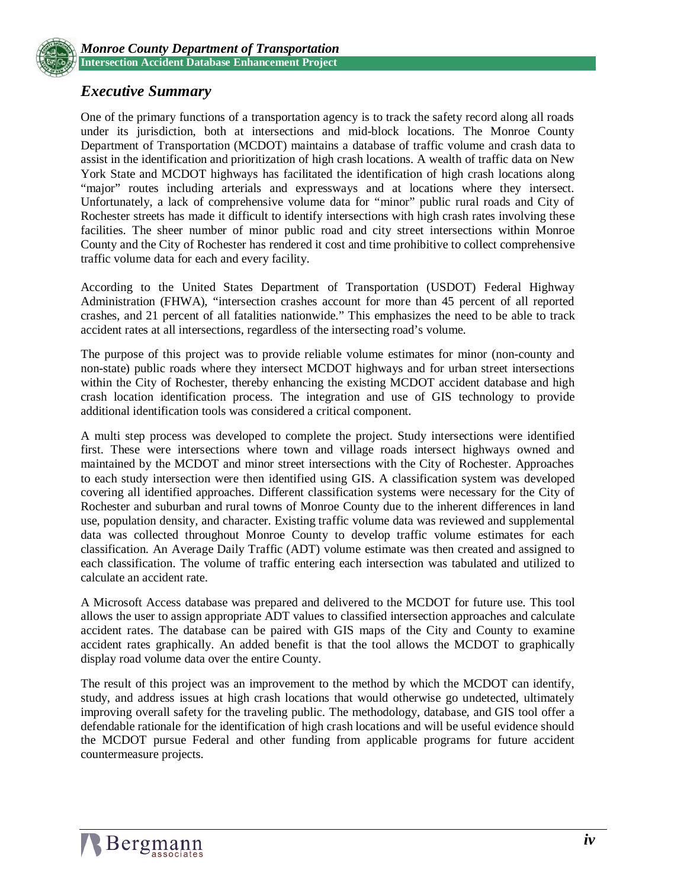## *Executive Summary*

One of the primary functions of a transportation agency is to track the safety record along all roads under its jurisdiction, both at intersections and mid-block locations. The Monroe County Department of Transportation (MCDOT) maintains a database of traffic volume and crash data to assist in the identification and prioritization of high crash locations. A wealth of traffic data on New York State and MCDOT highways has facilitated the identification of high crash locations along "major" routes including arterials and expressways and at locations where they intersect. Unfortunately, a lack of comprehensive volume data for "minor" public rural roads and City of Rochester streets has made it difficult to identify intersections with high crash rates involving these facilities. The sheer number of minor public road and city street intersections within Monroe County and the City of Rochester has rendered it cost and time prohibitive to collect comprehensive traffic volume data for each and every facility.

According to the United States Department of Transportation (USDOT) Federal Highway Administration (FHWA), "intersection crashes account for more than 45 percent of all reported crashes, and 21 percent of all fatalities nationwide." This emphasizes the need to be able to track accident rates at all intersections, regardless of the intersecting road's volume.

The purpose of this project was to provide reliable volume estimates for minor (non-county and non-state) public roads where they intersect MCDOT highways and for urban street intersections within the City of Rochester, thereby enhancing the existing MCDOT accident database and high crash location identification process. The integration and use of GIS technology to provide additional identification tools was considered a critical component.

A multi step process was developed to complete the project. Study intersections were identified first. These were intersections where town and village roads intersect highways owned and maintained by the MCDOT and minor street intersections with the City of Rochester. Approaches to each study intersection were then identified using GIS. A classification system was developed covering all identified approaches. Different classification systems were necessary for the City of Rochester and suburban and rural towns of Monroe County due to the inherent differences in land use, population density, and character. Existing traffic volume data was reviewed and supplemental data was collected throughout Monroe County to develop traffic volume estimates for each classification. An Average Daily Traffic (ADT) volume estimate was then created and assigned to each classification. The volume of traffic entering each intersection was tabulated and utilized to calculate an accident rate.

A Microsoft Access database was prepared and delivered to the MCDOT for future use. This tool allows the user to assign appropriate ADT values to classified intersection approaches and calculate accident rates. The database can be paired with GIS maps of the City and County to examine accident rates graphically. An added benefit is that the tool allows the MCDOT to graphically display road volume data over the entire County.

The result of this project was an improvement to the method by which the MCDOT can identify, study, and address issues at high crash locations that would otherwise go undetected, ultimately improving overall safety for the traveling public. The methodology, database, and GIS tool offer a defendable rationale for the identification of high crash locations and will be useful evidence should the MCDOT pursue Federal and other funding from applicable programs for future accident countermeasure projects.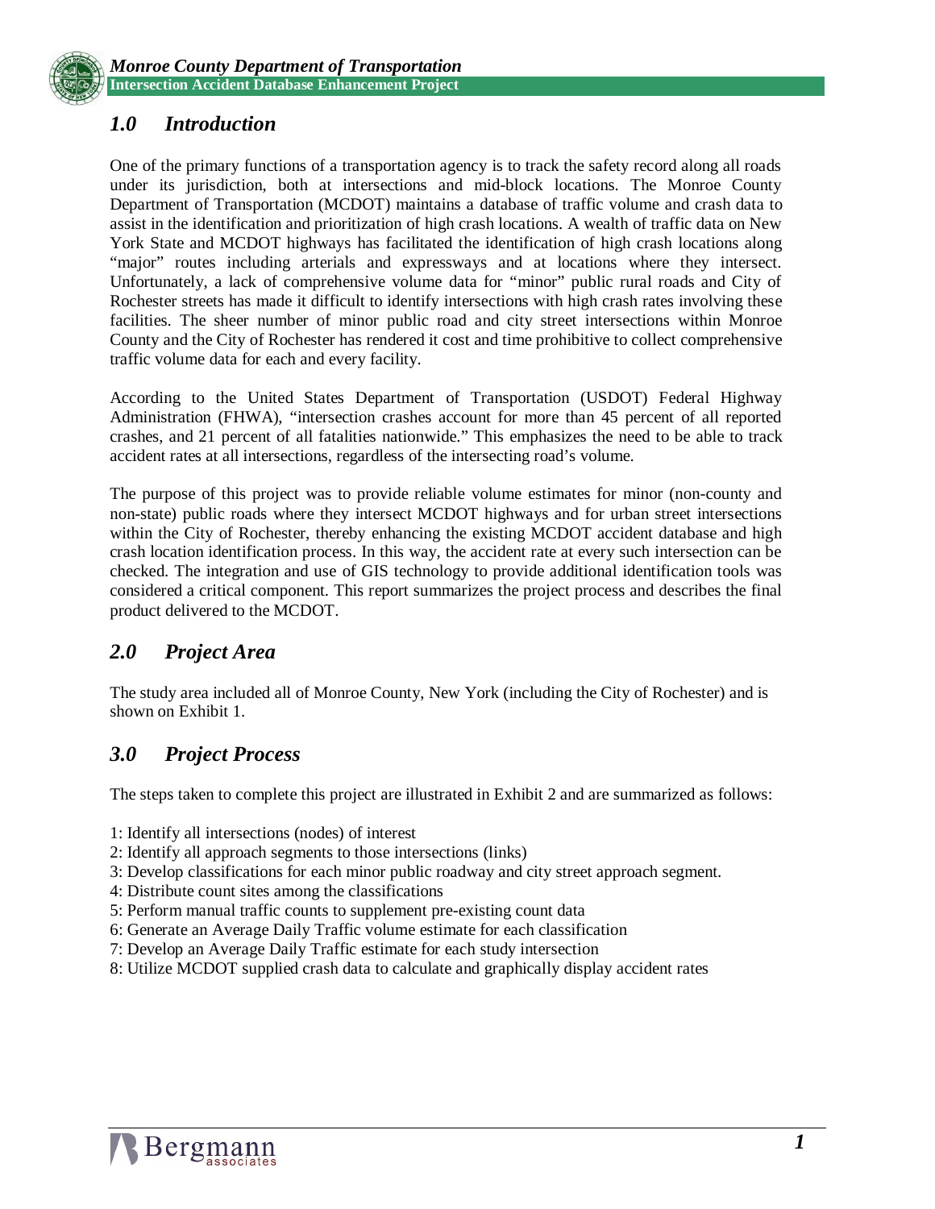## *1.0 Introduction*

One of the primary functions of a transportation agency is to track the safety record along all roads under its jurisdiction, both at intersections and mid-block locations. The Monroe County Department of Transportation (MCDOT) maintains a database of traffic volume and crash data to assist in the identification and prioritization of high crash locations. A wealth of traffic data on New York State and MCDOT highways has facilitated the identification of high crash locations along "major" routes including arterials and expressways and at locations where they intersect. Unfortunately, a lack of comprehensive volume data for "minor" public rural roads and City of Rochester streets has made it difficult to identify intersections with high crash rates involving these facilities. The sheer number of minor public road and city street intersections within Monroe County and the City of Rochester has rendered it cost and time prohibitive to collect comprehensive traffic volume data for each and every facility.

According to the United States Department of Transportation (USDOT) Federal Highway Administration (FHWA), "intersection crashes account for more than 45 percent of all reported crashes, and 21 percent of all fatalities nationwide." This emphasizes the need to be able to track accident rates at all intersections, regardless of the intersecting road's volume.

The purpose of this project was to provide reliable volume estimates for minor (non-county and non-state) public roads where they intersect MCDOT highways and for urban street intersections within the City of Rochester, thereby enhancing the existing MCDOT accident database and high crash location identification process. In this way, the accident rate at every such intersection can be checked. The integration and use of GIS technology to provide additional identification tools was considered a critical component. This report summarizes the project process and describes the final product delivered to the MCDOT.

## *2.0 Project Area*

The study area included all of Monroe County, New York (including the City of Rochester) and is shown on Exhibit 1.

## *3.0 Project Process*

The steps taken to complete this project are illustrated in Exhibit 2 and are summarized as follows:

1: Identify all intersections (nodes) of interest
2: Identify all approach segments to those intersections (links)
3: Develop classifications for each minor public roadway and city street approach segment.
4: Distribute count sites among the classifications
5: Perform manual traffic counts to supplement pre-existing count data
6: Generate an Average Daily Traffic volume estimate for each classification
7: Develop an Average Daily Traffic estimate for each study intersection
8: Utilize MCDOT supplied crash data to calculate and graphically display accident rates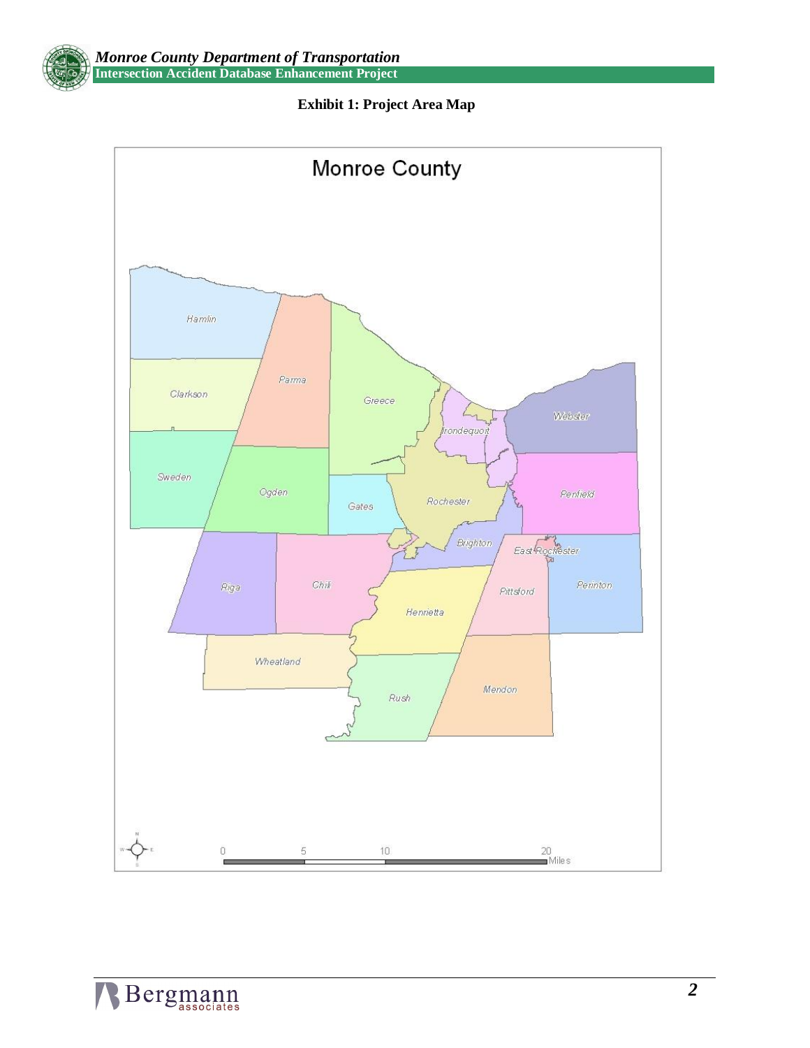**Exhibit 1: Project Area Map**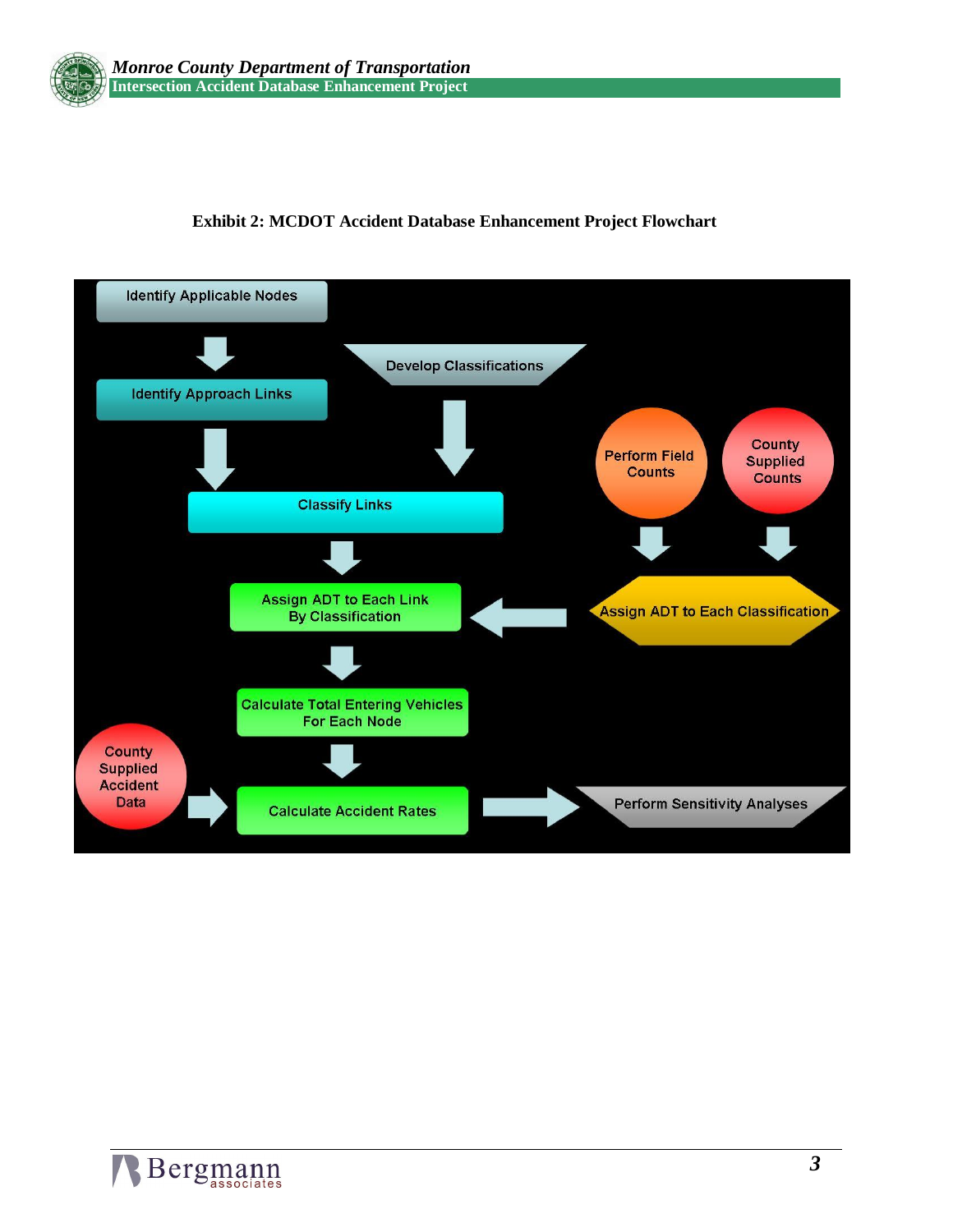**Exhibit 2: MCDOT Accident Database Enhancement Project Flowchart**

Identify Applicable Nodes

Identify Approach Links

Develop Classifications

Classify Links

Perform Field Counts

County Supplied Counts

Assign ADT to Each Classification

Assign ADT to Each Link By Classification

Calculate Total Entering Vehicles For Each Node

County Supplied Accident Data

Calculate Accident Rates

Perform Sensitivity Analyses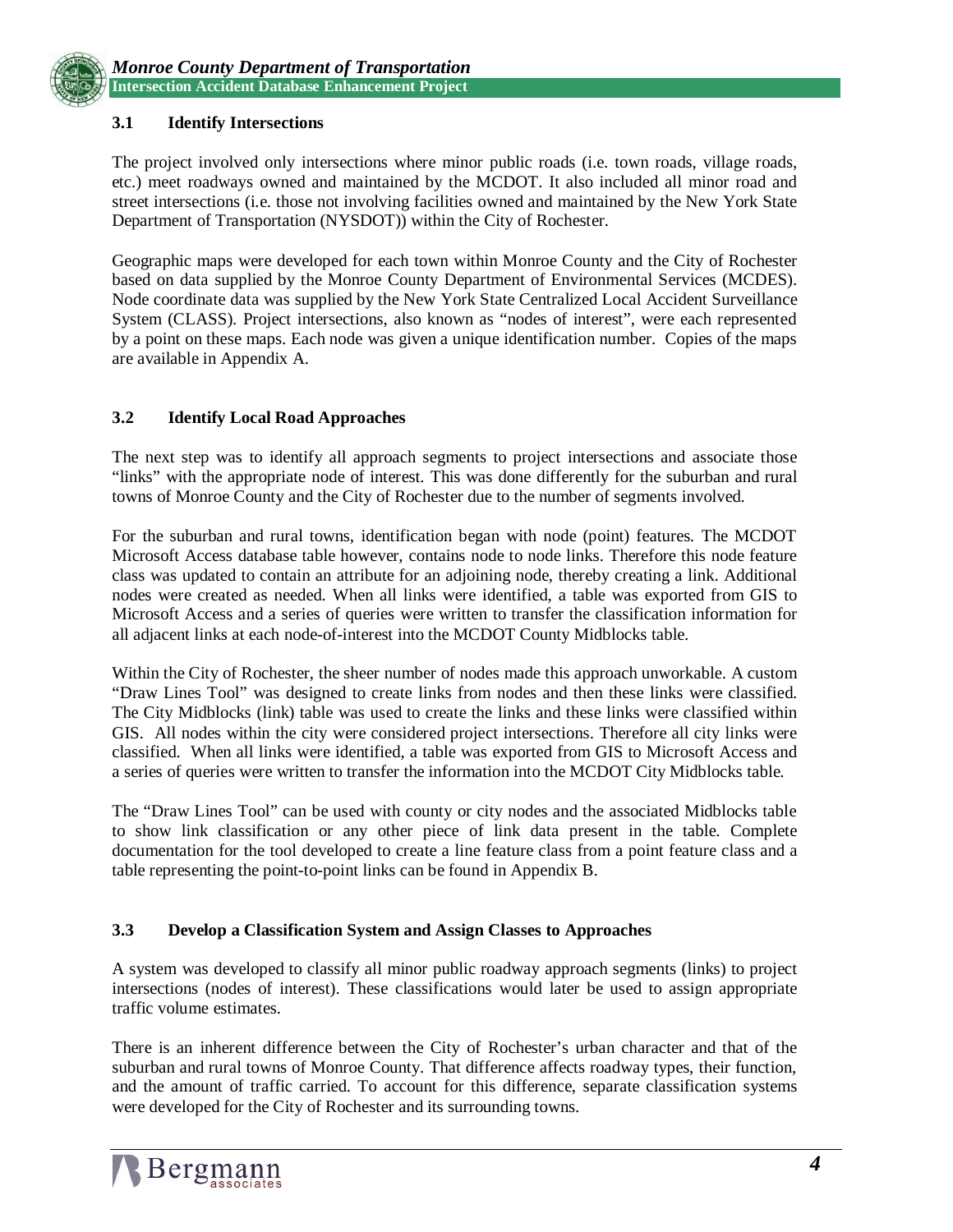### 3.1 Identify Intersections

The project involved only intersections where minor public roads (i.e. town roads, village roads, etc.) meet roadways owned and maintained by the MCDOT. It also included all minor road and street intersections (i.e. those not involving facilities owned and maintained by the New York State Department of Transportation (NYSDOT)) within the City of Rochester.

Geographic maps were developed for each town within Monroe County and the City of Rochester based on data supplied by the Monroe County Department of Environmental Services (MCDES). Node coordinate data was supplied by the New York State Centralized Local Accident Surveillance System (CLASS). Project intersections, also known as "nodes of interest", were each represented by a point on these maps. Each node was given a unique identification number. Copies of the maps are available in Appendix A.

### 3.2 Identify Local Road Approaches

The next step was to identify all approach segments to project intersections and associate those "links" with the appropriate node of interest. This was done differently for the suburban and rural towns of Monroe County and the City of Rochester due to the number of segments involved.

For the suburban and rural towns, identification began with node (point) features. The MCDOT Microsoft Access database table however, contains node to node links. Therefore this node feature class was updated to contain an attribute for an adjoining node, thereby creating a link. Additional nodes were created as needed. When all links were identified, a table was exported from GIS to Microsoft Access and a series of queries were written to transfer the classification information for all adjacent links at each node-of-interest into the MCDOT County Midblocks table.

Within the City of Rochester, the sheer number of nodes made this approach unworkable. A custom "Draw Lines Tool" was designed to create links from nodes and then these links were classified. The City Midblocks (link) table was used to create the links and these links were classified within GIS. All nodes within the city were considered project intersections. Therefore all city links were classified. When all links were identified, a table was exported from GIS to Microsoft Access and a series of queries were written to transfer the information into the MCDOT City Midblocks table.

The "Draw Lines Tool" can be used with county or city nodes and the associated Midblocks table to show link classification or any other piece of link data present in the table. Complete documentation for the tool developed to create a line feature class from a point feature class and a table representing the point-to-point links can be found in Appendix B.

### 3.3 Develop a Classification System and Assign Classes to Approaches

A system was developed to classify all minor public roadway approach segments (links) to project intersections (nodes of interest). These classifications would later be used to assign appropriate traffic volume estimates.

There is an inherent difference between the City of Rochester's urban character and that of the suburban and rural towns of Monroe County. That difference affects roadway types, their function, and the amount of traffic carried. To account for this difference, separate classification systems were developed for the City of Rochester and its surrounding towns.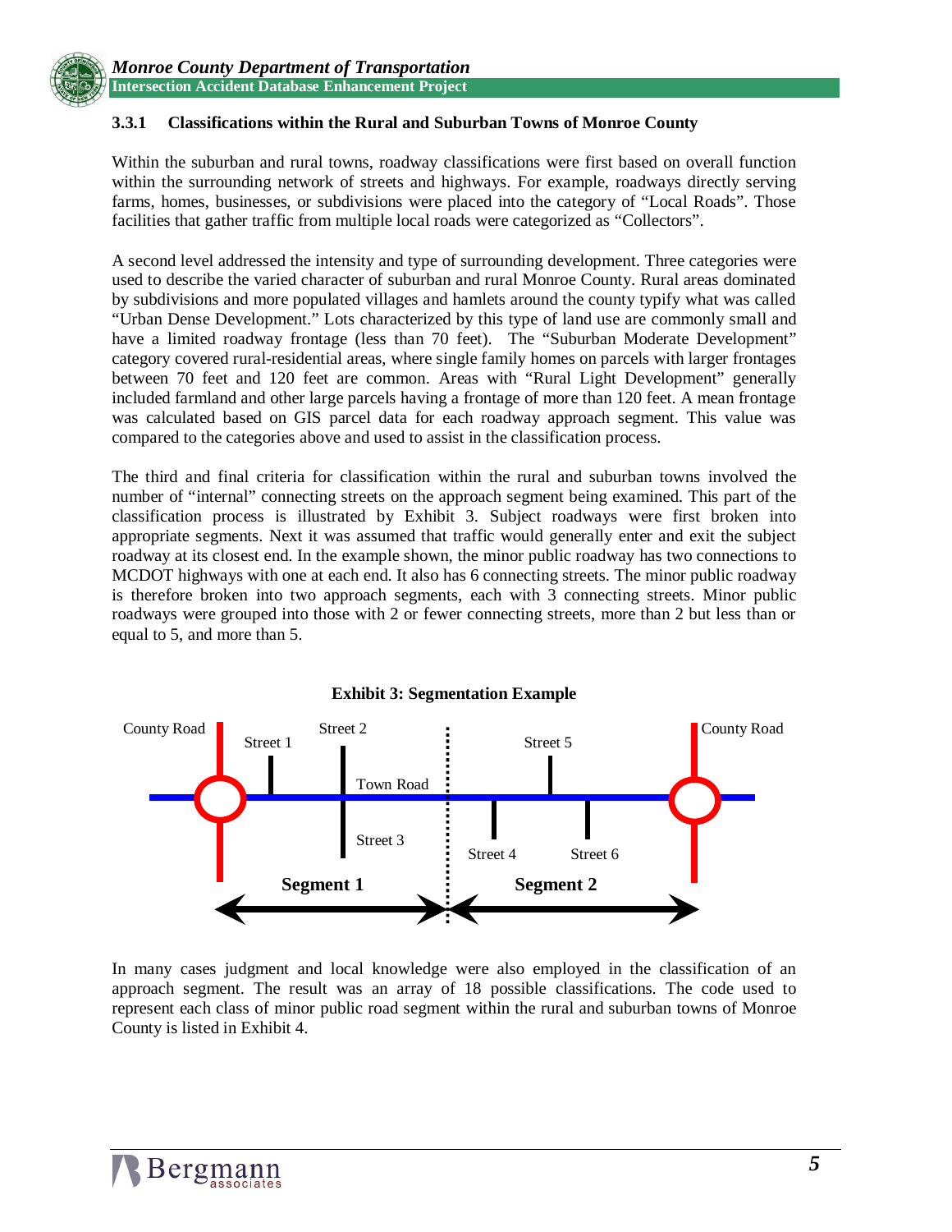### 3.3.1 Classifications within the Rural and Suburban Towns of Monroe County

Within the suburban and rural towns, roadway classifications were first based on overall function within the surrounding network of streets and highways. For example, roadways directly serving farms, homes, businesses, or subdivisions were placed into the category of "Local Roads". Those facilities that gather traffic from multiple local roads were categorized as "Collectors".

A second level addressed the intensity and type of surrounding development. Three categories were used to describe the varied character of suburban and rural Monroe County. Rural areas dominated by subdivisions and more populated villages and hamlets around the county typify what was called "Urban Dense Development." Lots characterized by this type of land use are commonly small and have a limited roadway frontage (less than 70 feet). The "Suburban Moderate Development" category covered rural-residential areas, where single family homes on parcels with larger frontages between 70 feet and 120 feet are common. Areas with "Rural Light Development" generally included farmland and other large parcels having a frontage of more than 120 feet. A mean frontage was calculated based on GIS parcel data for each roadway approach segment. This value was compared to the categories above and used to assist in the classification process.

The third and final criteria for classification within the rural and suburban towns involved the number of "internal" connecting streets on the approach segment being examined. This part of the classification process is illustrated by Exhibit 3. Subject roadways were first broken into appropriate segments. Next it was assumed that traffic would generally enter and exit the subject roadway at its closest end. In the example shown, the minor public roadway has two connections to MCDOT highways with one at each end. It also has 6 connecting streets. The minor public roadway is therefore broken into two approach segments, each with 3 connecting streets. Minor public roadways were grouped into those with 2 or fewer connecting streets, more than 2 but less than or equal to 5, and more than 5.

**Exhibit 3: Segmentation Example**

In many cases judgment and local knowledge were also employed in the classification of an approach segment. The result was an array of 18 possible classifications. The code used to represent each class of minor public road segment within the rural and suburban towns of Monroe County is listed in Exhibit 4.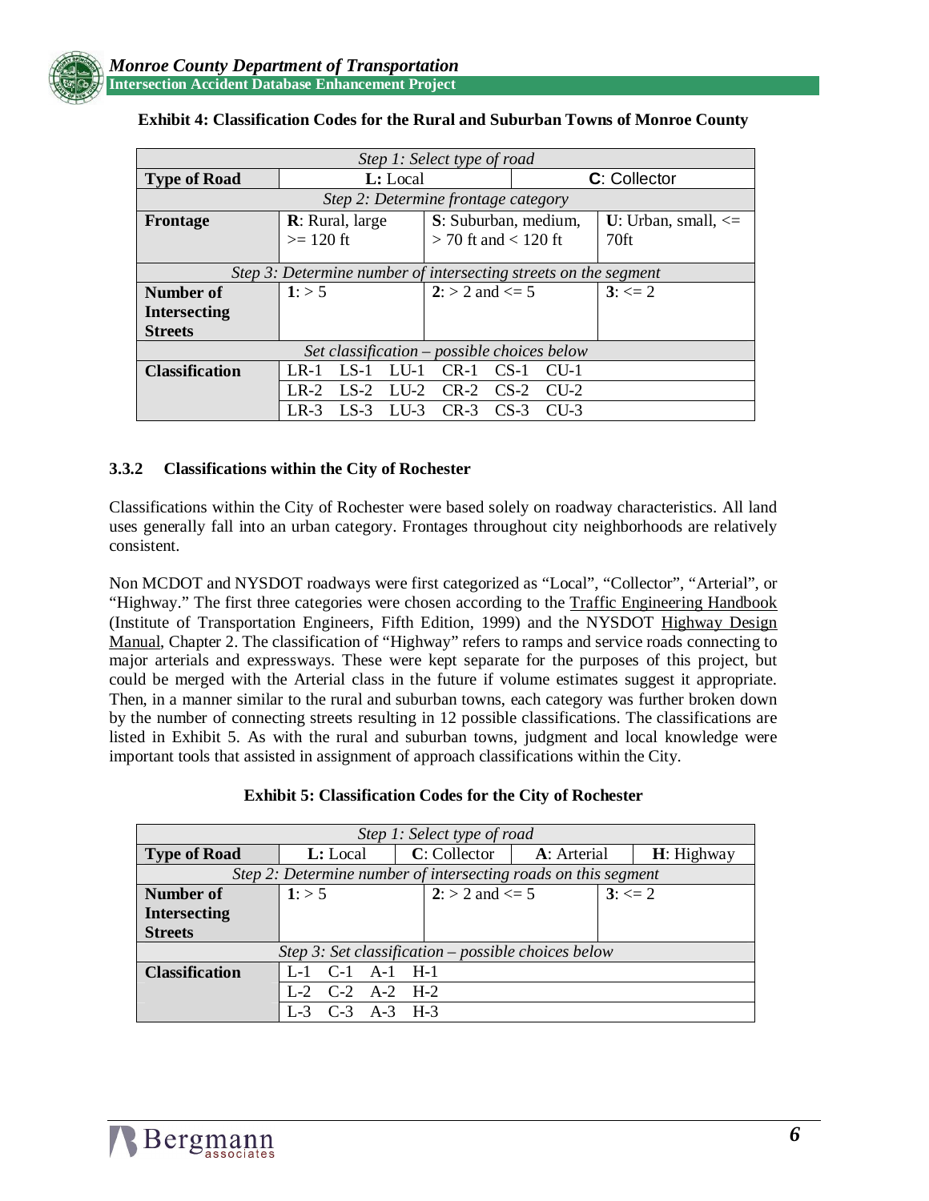**Exhibit 4: Classification Codes for the Rural and Suburban Towns of Monroe County**

| *Step 1: Select type of road* | | | |
|---|---|---|---|
| **Type of Road** | **L:** Local | | **C**: Collector |
| *Step 2: Determine frontage category* | | | |
| **Frontage** | **R**: Rural, large >= 120 ft | **S**: Suburban, medium, > 70 ft and < 120 ft | **U**: Urban, small, <= 70ft |
| *Step 3: Determine number of intersecting streets on the segment* | | | |
| **Number of Intersecting Streets** | **1**: > 5 | **2**: > 2 and <= 5 | **3**: <= 2 |
| *Set classification – possible choices below* | | | |
| **Classification** | LR-1 LS-1 LU-1 CR-1 CS-1 CU-1 | | |
| | LR-2 LS-2 LU-2 CR-2 CS-2 CU-2 | | |
| | LR-3 LS-3 LU-3 CR-3 CS-3 CU-3 | | |

### 3.3.2 Classifications within the City of Rochester

Classifications within the City of Rochester were based solely on roadway characteristics. All land uses generally fall into an urban category. Frontages throughout city neighborhoods are relatively consistent.

Non MCDOT and NYSDOT roadways were first categorized as "Local", "Collector", "Arterial", or "Highway." The first three categories were chosen according to the Traffic Engineering Handbook (Institute of Transportation Engineers, Fifth Edition, 1999) and the NYSDOT Highway Design Manual, Chapter 2. The classification of "Highway" refers to ramps and service roads connecting to major arterials and expressways. These were kept separate for the purposes of this project, but could be merged with the Arterial class in the future if volume estimates suggest it appropriate. Then, in a manner similar to the rural and suburban towns, each category was further broken down by the number of connecting streets resulting in 12 possible classifications. The classifications are listed in Exhibit 5. As with the rural and suburban towns, judgment and local knowledge were important tools that assisted in assignment of approach classifications within the City.

**Exhibit 5: Classification Codes for the City of Rochester**

| *Step 1: Select type of road* | | | | |
|---|---|---|---|---|
| **Type of Road** | **L:** Local | **C**: Collector | **A**: Arterial | **H**: Highway |
| *Step 2: Determine number of intersecting roads on this segment* | | | | |
| **Number of Intersecting Streets** | **1**: > 5 | **2**: > 2 and <= 5 | | **3**: <= 2 |
| *Step 3: Set classification – possible choices below* | | | | |
| **Classification** | L-1 C-1 A-1 H-1 | | | |
| | L-2 C-2 A-2 H-2 | | | |
| | L-3 C-3 A-3 H-3 | | | |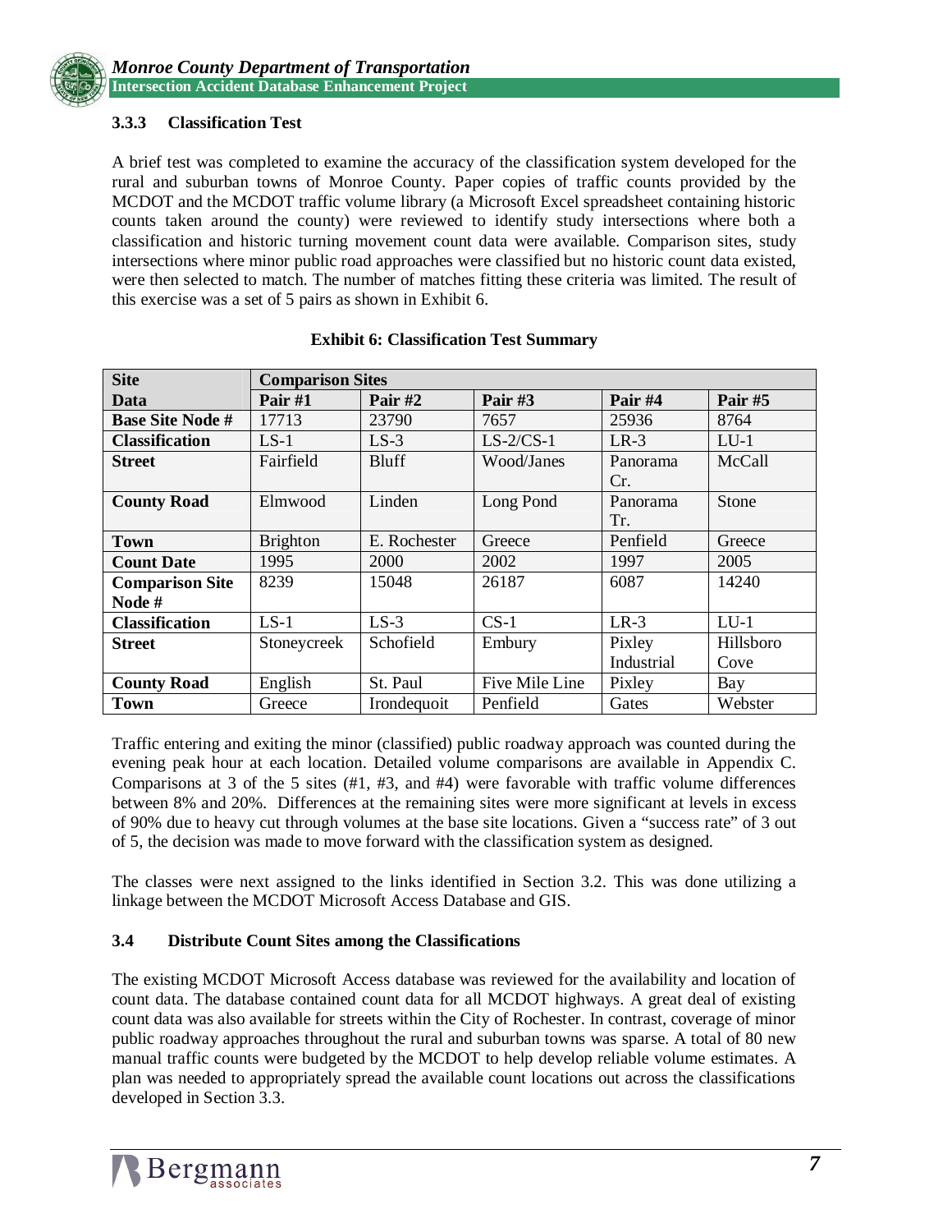### 3.3.3 Classification Test

A brief test was completed to examine the accuracy of the classification system developed for the rural and suburban towns of Monroe County. Paper copies of traffic counts provided by the MCDOT and the MCDOT traffic volume library (a Microsoft Excel spreadsheet containing historic counts taken around the county) were reviewed to identify study intersections where both a classification and historic turning movement count data were available. Comparison sites, study intersections where minor public road approaches were classified but no historic count data existed, were then selected to match. The number of matches fitting these criteria was limited. The result of this exercise was a set of 5 pairs as shown in Exhibit 6.

**Exhibit 6: Classification Test Summary**

| Site | Comparison Sites | | | | |
|---|---|---|---|---|---|
| **Data** | **Pair #1** | **Pair #2** | **Pair #3** | **Pair #4** | **Pair #5** |
| **Base Site Node #** | 17713 | 23790 | 7657 | 25936 | 8764 |
| **Classification** | LS-1 | LS-3 | LS-2/CS-1 | LR-3 | LU-1 |
| **Street** | Fairfield | Bluff | Wood/Janes | Panorama Cr. | McCall |
| **County Road** | Elmwood | Linden | Long Pond | Panorama Tr. | Stone |
| **Town** | Brighton | E. Rochester | Greece | Penfield | Greece |
| **Count Date** | 1995 | 2000 | 2002 | 1997 | 2005 |
| **Comparison Site Node #** | 8239 | 15048 | 26187 | 6087 | 14240 |
| **Classification** | LS-1 | LS-3 | CS-1 | LR-3 | LU-1 |
| **Street** | Stoneycreek | Schofield | Embury | Pixley Industrial | Hillsboro Cove |
| **County Road** | English | St. Paul | Five Mile Line | Pixley | Bay |
| **Town** | Greece | Irondequoit | Penfield | Gates | Webster |

Traffic entering and exiting the minor (classified) public roadway approach was counted during the evening peak hour at each location. Detailed volume comparisons are available in Appendix C. Comparisons at 3 of the 5 sites (#1, #3, and #4) were favorable with traffic volume differences between 8% and 20%. Differences at the remaining sites were more significant at levels in excess of 90% due to heavy cut through volumes at the base site locations. Given a "success rate" of 3 out of 5, the decision was made to move forward with the classification system as designed.

The classes were next assigned to the links identified in Section 3.2. This was done utilizing a linkage between the MCDOT Microsoft Access Database and GIS.

## 3.4 Distribute Count Sites among the Classifications

The existing MCDOT Microsoft Access database was reviewed for the availability and location of count data. The database contained count data for all MCDOT highways. A great deal of existing count data was also available for streets within the City of Rochester. In contrast, coverage of minor public roadway approaches throughout the rural and suburban towns was sparse. A total of 80 new manual traffic counts were budgeted by the MCDOT to help develop reliable volume estimates. A plan was needed to appropriately spread the available count locations out across the classifications developed in Section 3.3.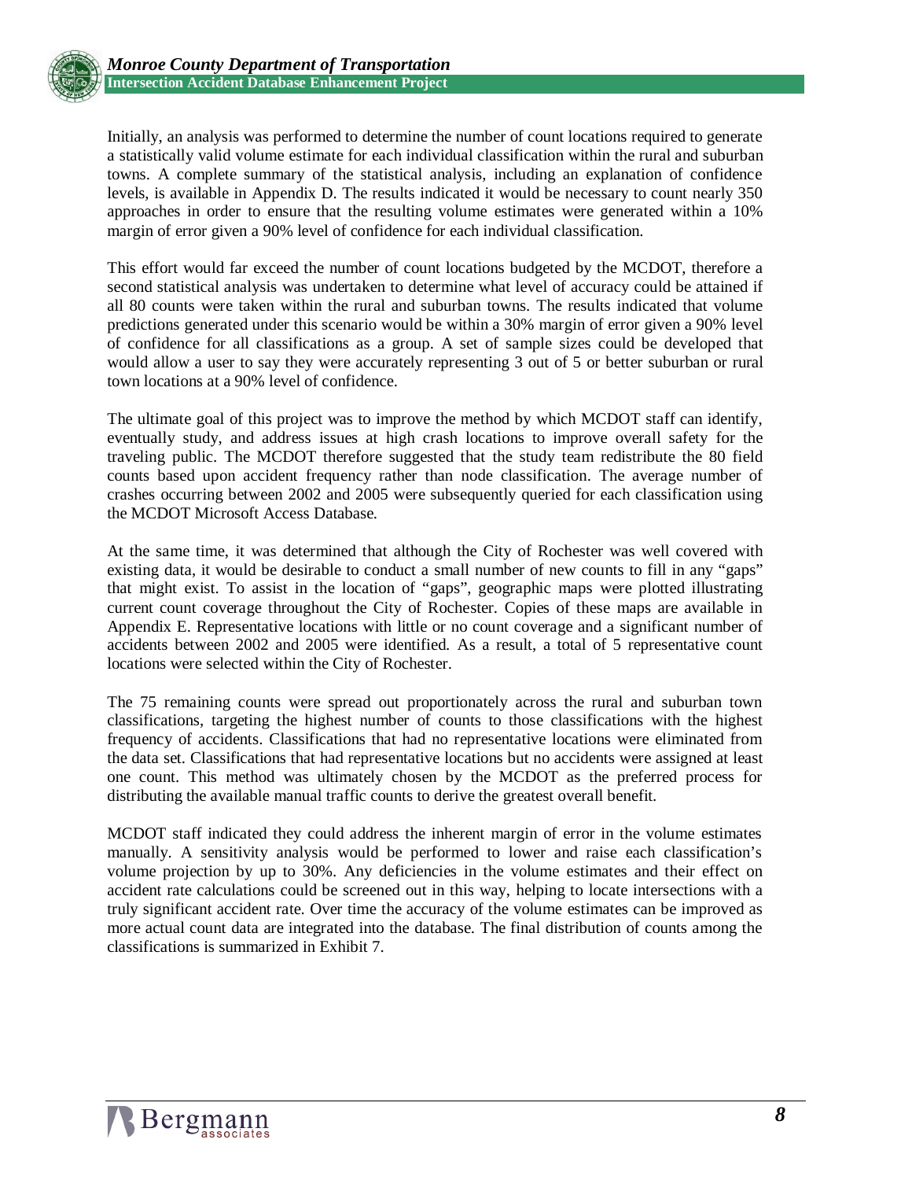Initially, an analysis was performed to determine the number of count locations required to generate a statistically valid volume estimate for each individual classification within the rural and suburban towns. A complete summary of the statistical analysis, including an explanation of confidence levels, is available in Appendix D. The results indicated it would be necessary to count nearly 350 approaches in order to ensure that the resulting volume estimates were generated within a 10% margin of error given a 90% level of confidence for each individual classification.

This effort would far exceed the number of count locations budgeted by the MCDOT, therefore a second statistical analysis was undertaken to determine what level of accuracy could be attained if all 80 counts were taken within the rural and suburban towns. The results indicated that volume predictions generated under this scenario would be within a 30% margin of error given a 90% level of confidence for all classifications as a group. A set of sample sizes could be developed that would allow a user to say they were accurately representing 3 out of 5 or better suburban or rural town locations at a 90% level of confidence.

The ultimate goal of this project was to improve the method by which MCDOT staff can identify, eventually study, and address issues at high crash locations to improve overall safety for the traveling public. The MCDOT therefore suggested that the study team redistribute the 80 field counts based upon accident frequency rather than node classification. The average number of crashes occurring between 2002 and 2005 were subsequently queried for each classification using the MCDOT Microsoft Access Database.

At the same time, it was determined that although the City of Rochester was well covered with existing data, it would be desirable to conduct a small number of new counts to fill in any "gaps" that might exist. To assist in the location of "gaps", geographic maps were plotted illustrating current count coverage throughout the City of Rochester. Copies of these maps are available in Appendix E. Representative locations with little or no count coverage and a significant number of accidents between 2002 and 2005 were identified. As a result, a total of 5 representative count locations were selected within the City of Rochester.

The 75 remaining counts were spread out proportionately across the rural and suburban town classifications, targeting the highest number of counts to those classifications with the highest frequency of accidents. Classifications that had no representative locations were eliminated from the data set. Classifications that had representative locations but no accidents were assigned at least one count. This method was ultimately chosen by the MCDOT as the preferred process for distributing the available manual traffic counts to derive the greatest overall benefit.

MCDOT staff indicated they could address the inherent margin of error in the volume estimates manually. A sensitivity analysis would be performed to lower and raise each classification's volume projection by up to 30%. Any deficiencies in the volume estimates and their effect on accident rate calculations could be screened out in this way, helping to locate intersections with a truly significant accident rate. Over time the accuracy of the volume estimates can be improved as more actual count data are integrated into the database. The final distribution of counts among the classifications is summarized in Exhibit 7.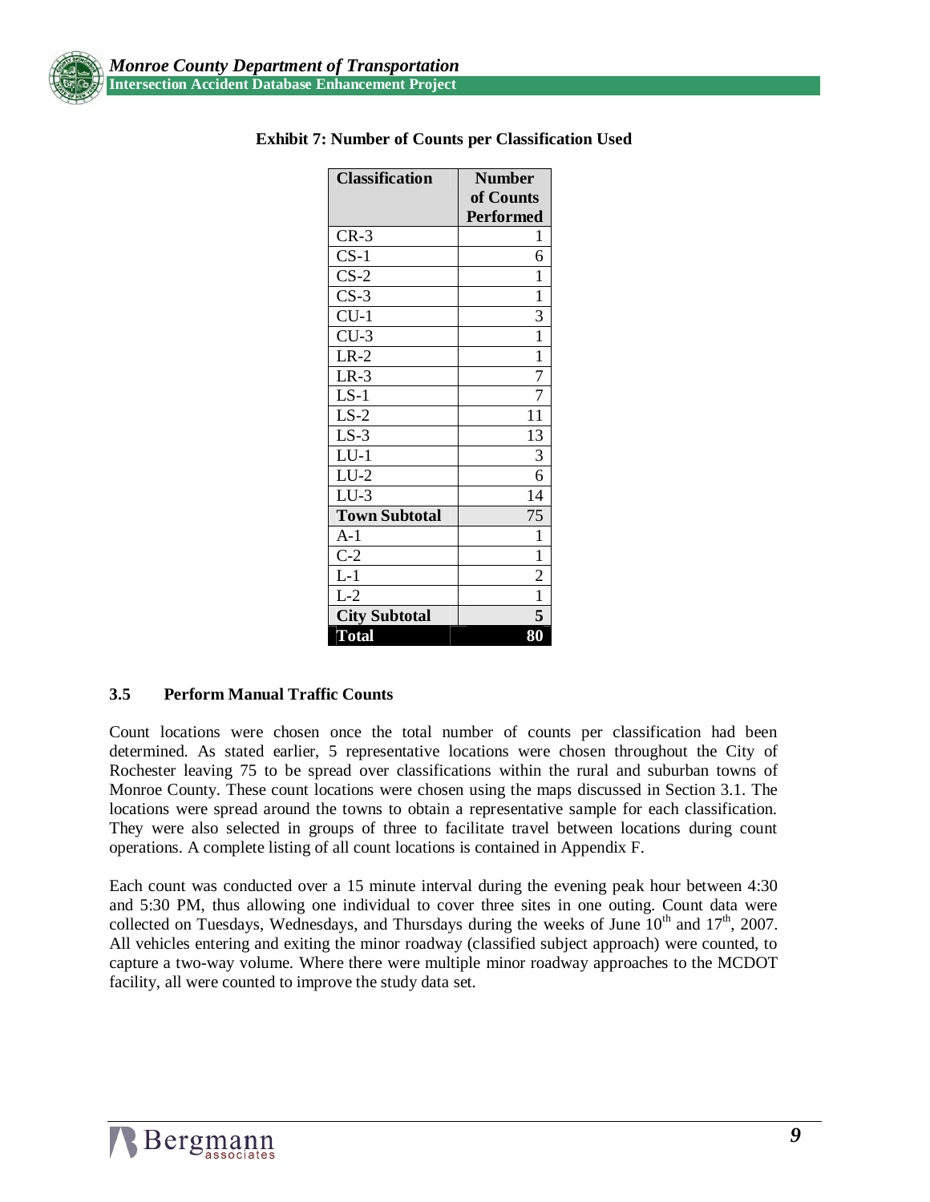**Exhibit 7: Number of Counts per Classification Used**

| Classification | Number of Counts Performed |
|---|---|
| CR-3 | 1 |
| CS-1 | 6 |
| CS-2 | 1 |
| CS-3 | 1 |
| CU-1 | 3 |
| CU-3 | 1 |
| LR-2 | 1 |
| LR-3 | 7 |
| LS-1 | 7 |
| LS-2 | 11 |
| LS-3 | 13 |
| LU-1 | 3 |
| LU-2 | 6 |
| LU-3 | 14 |
| **Town Subtotal** | 75 |
| A-1 | 1 |
| C-2 | 1 |
| L-1 | 2 |
| L-2 | 1 |
| **City Subtotal** | **5** |
| **Total** | **80** |

### 3.5 Perform Manual Traffic Counts

Count locations were chosen once the total number of counts per classification had been determined. As stated earlier, 5 representative locations were chosen throughout the City of Rochester leaving 75 to be spread over classifications within the rural and suburban towns of Monroe County. These count locations were chosen using the maps discussed in Section 3.1. The locations were spread around the towns to obtain a representative sample for each classification. They were also selected in groups of three to facilitate travel between locations during count operations. A complete listing of all count locations is contained in Appendix F.

Each count was conducted over a 15 minute interval during the evening peak hour between 4:30 and 5:30 PM, thus allowing one individual to cover three sites in one outing. Count data were collected on Tuesdays, Wednesdays, and Thursdays during the weeks of June 10th and 17th, 2007. All vehicles entering and exiting the minor roadway (classified subject approach) were counted, to capture a two-way volume. Where there were multiple minor roadway approaches to the MCDOT facility, all were counted to improve the study data set.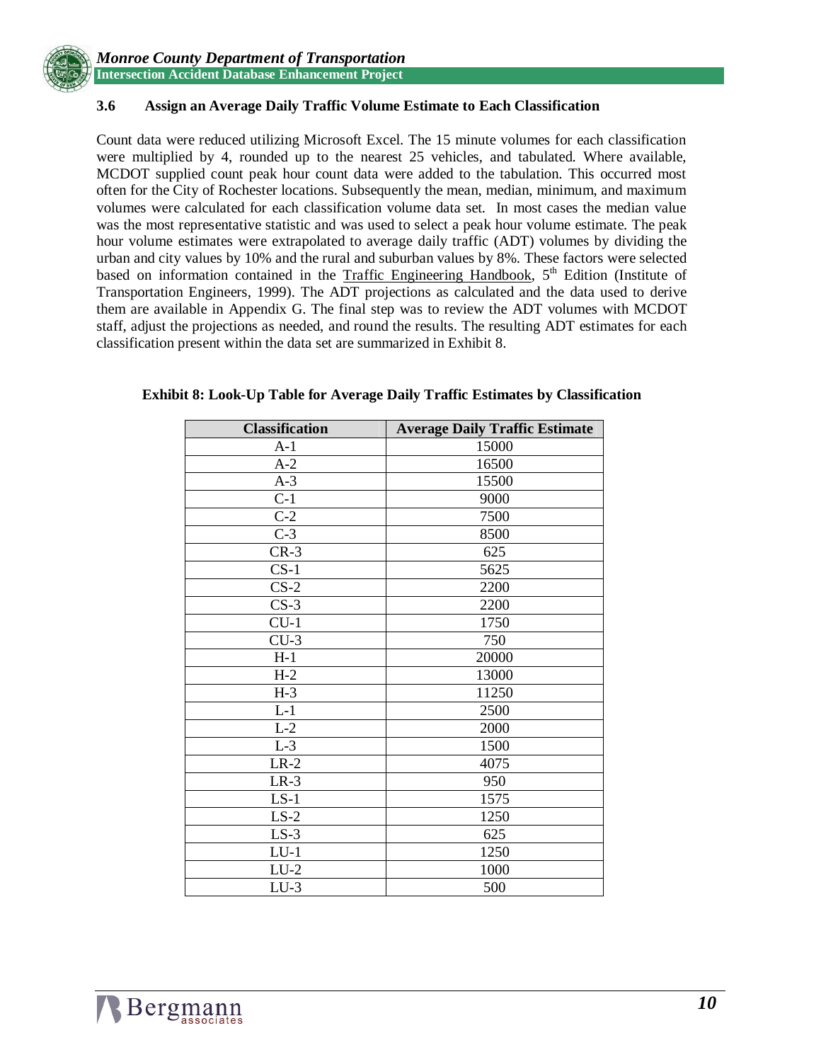### 3.6 Assign an Average Daily Traffic Volume Estimate to Each Classification

Count data were reduced utilizing Microsoft Excel. The 15 minute volumes for each classification were multiplied by 4, rounded up to the nearest 25 vehicles, and tabulated. Where available, MCDOT supplied count peak hour count data were added to the tabulation. This occurred most often for the City of Rochester locations. Subsequently the mean, median, minimum, and maximum volumes were calculated for each classification volume data set. In most cases the median value was the most representative statistic and was used to select a peak hour volume estimate. The peak hour volume estimates were extrapolated to average daily traffic (ADT) volumes by dividing the urban and city values by 10% and the rural and suburban values by 8%. These factors were selected based on information contained in the Traffic Engineering Handbook, 5th Edition (Institute of Transportation Engineers, 1999). The ADT projections as calculated and the data used to derive them are available in Appendix G. The final step was to review the ADT volumes with MCDOT staff, adjust the projections as needed, and round the results. The resulting ADT estimates for each classification present within the data set are summarized in Exhibit 8.

**Exhibit 8: Look-Up Table for Average Daily Traffic Estimates by Classification**

| Classification | Average Daily Traffic Estimate |
|---|---|
| A-1 | 15000 |
| A-2 | 16500 |
| A-3 | 15500 |
| C-1 | 9000 |
| C-2 | 7500 |
| C-3 | 8500 |
| CR-3 | 625 |
| CS-1 | 5625 |
| CS-2 | 2200 |
| CS-3 | 2200 |
| CU-1 | 1750 |
| CU-3 | 750 |
| H-1 | 20000 |
| H-2 | 13000 |
| H-3 | 11250 |
| L-1 | 2500 |
| L-2 | 2000 |
| L-3 | 1500 |
| LR-2 | 4075 |
| LR-3 | 950 |
| LS-1 | 1575 |
| LS-2 | 1250 |
| LS-3 | 625 |
| LU-1 | 1250 |
| LU-2 | 1000 |
| LU-3 | 500 |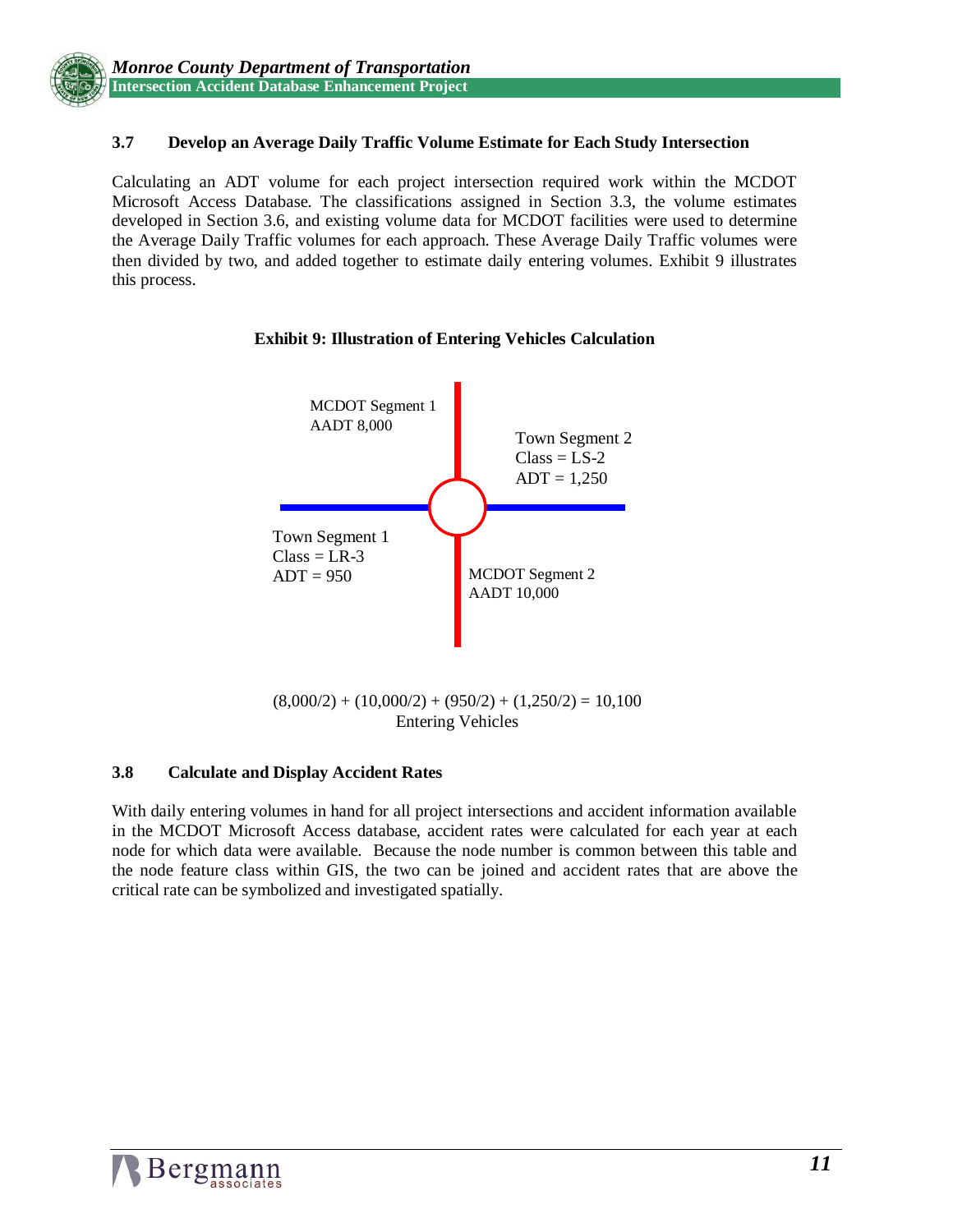### 3.7 Develop an Average Daily Traffic Volume Estimate for Each Study Intersection

Calculating an ADT volume for each project intersection required work within the MCDOT Microsoft Access Database. The classifications assigned in Section 3.3, the volume estimates developed in Section 3.6, and existing volume data for MCDOT facilities were used to determine the Average Daily Traffic volumes for each approach. These Average Daily Traffic volumes were then divided by two, and added together to estimate daily entering volumes. Exhibit 9 illustrates this process.

**Exhibit 9: Illustration of Entering Vehicles Calculation**

MCDOT Segment 1
AADT 8,000

Town Segment 2
Class = LS-2
ADT = 1,250

Town Segment 1
Class = LR-3
ADT = 950

MCDOT Segment 2
AADT 10,000

(8,000/2) + (10,000/2) + (950/2) + (1,250/2) = 10,100
Entering Vehicles

### 3.8 Calculate and Display Accident Rates

With daily entering volumes in hand for all project intersections and accident information available in the MCDOT Microsoft Access database, accident rates were calculated for each year at each node for which data were available. Because the node number is common between this table and the node feature class within GIS, the two can be joined and accident rates that are above the critical rate can be symbolized and investigated spatially.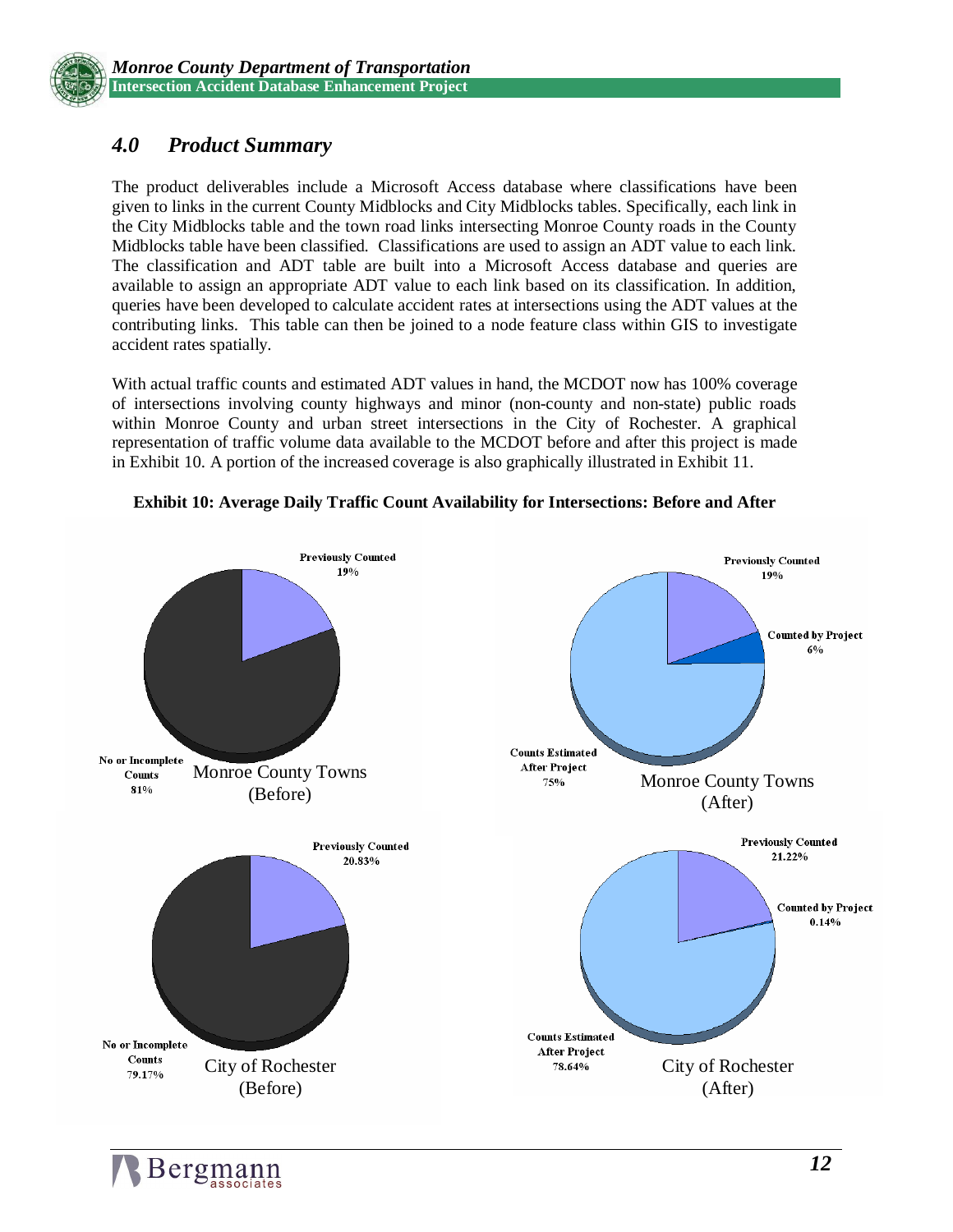## *4.0 Product Summary*

The product deliverables include a Microsoft Access database where classifications have been given to links in the current County Midblocks and City Midblocks tables. Specifically, each link in the City Midblocks table and the town road links intersecting Monroe County roads in the County Midblocks table have been classified. Classifications are used to assign an ADT value to each link. The classification and ADT table are built into a Microsoft Access database and queries are available to assign an appropriate ADT value to each link based on its classification. In addition, queries have been developed to calculate accident rates at intersections using the ADT values at the contributing links. This table can then be joined to a node feature class within GIS to investigate accident rates spatially.

With actual traffic counts and estimated ADT values in hand, the MCDOT now has 100% coverage of intersections involving county highways and minor (non-county and non-state) public roads within Monroe County and urban street intersections in the City of Rochester. A graphical representation of traffic volume data available to the MCDOT before and after this project is made in Exhibit 10. A portion of the increased coverage is also graphically illustrated in Exhibit 11.

**Exhibit 10: Average Daily Traffic Count Availability for Intersections: Before and After**

Monroe County Towns (Before): Previously Counted 19%; No or Incomplete Counts 81%

Monroe County Towns (After): Previously Counted 19%; Counted by Project 6%; Counts Estimated After Project 75%

City of Rochester (Before): Previously Counted 20.83%; No or Incomplete Counts 79.17%

City of Rochester (After): Previously Counted 21.22%; Counted by Project 0.14%; Counts Estimated After Project 78.64%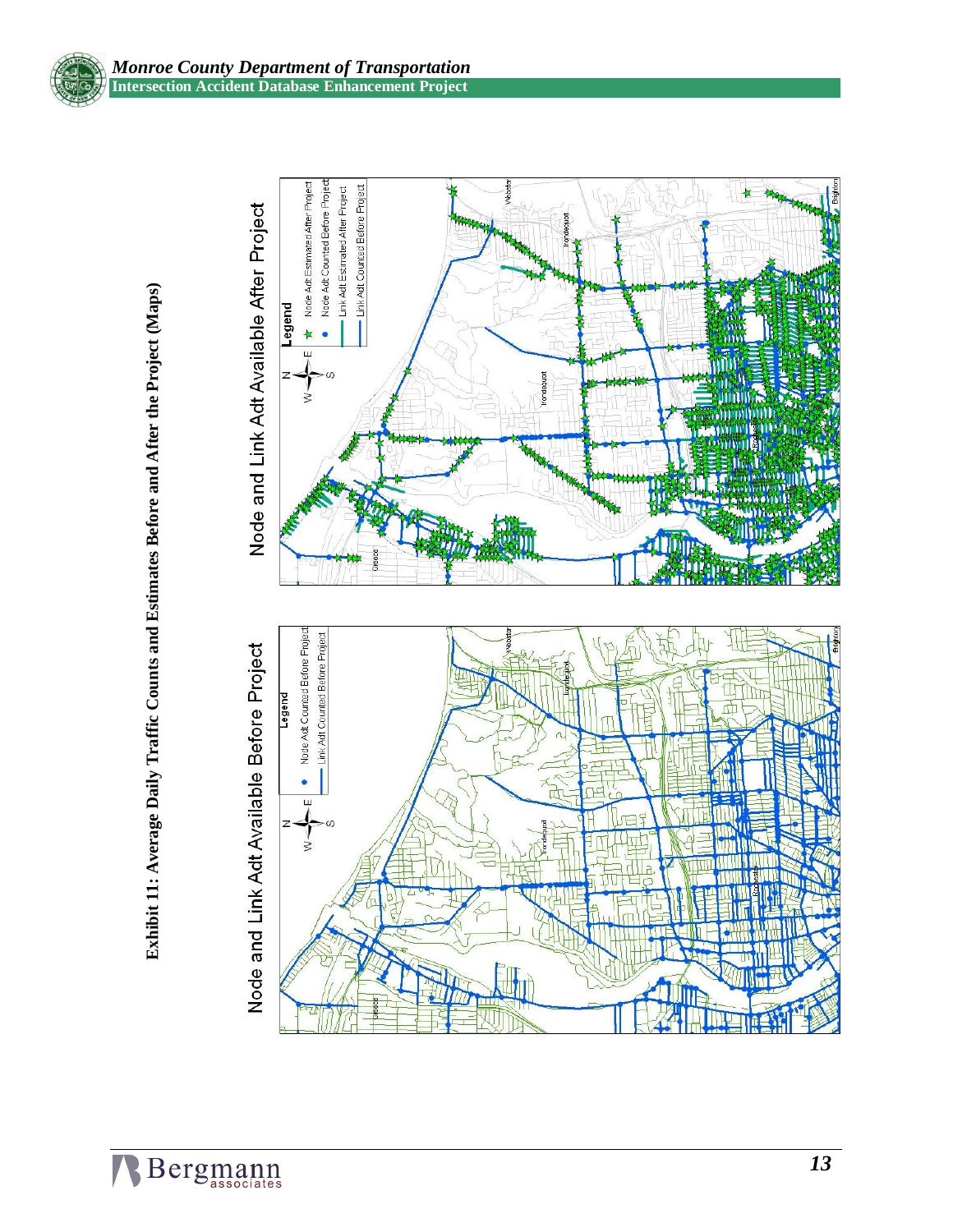# Exhibit 11: Average Daily Traffic Counts and Estimates Before and After the Project (Maps)

## Node and Link Adt Available Before Project

Legend
- Node Adt Counted Before Project
- Link Adt Counted Before Project

Webster
Irondequoit
Irondequoit
Rochester
Greece
Brighton

## Node and Link Adt Available After Project

Legend
- Node Adt Estimated After Project
- Node Adt Counted Before Project
- Link Adt Estimated After Project
- Link Adt Counted Before Project

Webster
Irondequoit
Irondequoit
Irondequoit
Rochester
Greece
Brighton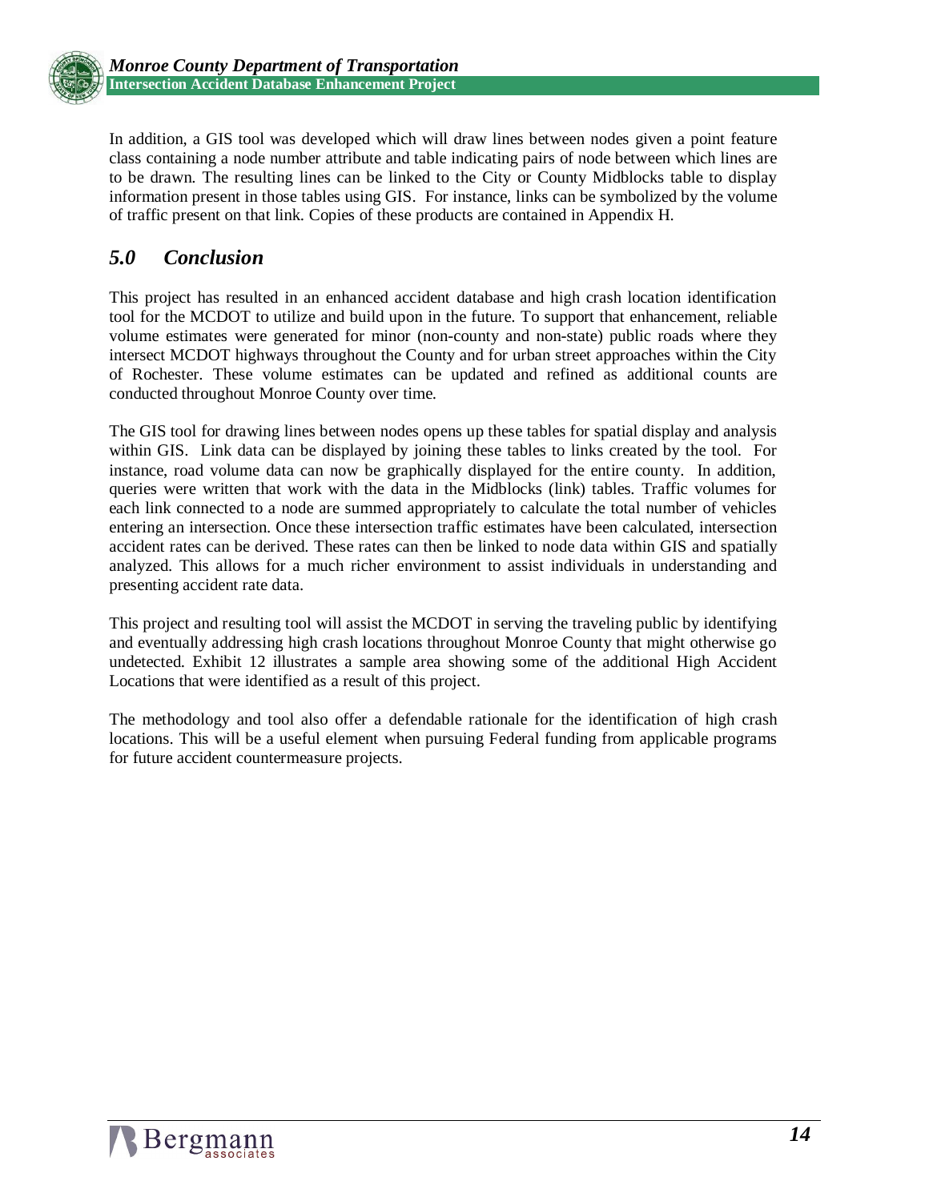In addition, a GIS tool was developed which will draw lines between nodes given a point feature class containing a node number attribute and table indicating pairs of node between which lines are to be drawn. The resulting lines can be linked to the City or County Midblocks table to display information present in those tables using GIS. For instance, links can be symbolized by the volume of traffic present on that link. Copies of these products are contained in Appendix H.

## *5.0 Conclusion*

This project has resulted in an enhanced accident database and high crash location identification tool for the MCDOT to utilize and build upon in the future. To support that enhancement, reliable volume estimates were generated for minor (non-county and non-state) public roads where they intersect MCDOT highways throughout the County and for urban street approaches within the City of Rochester. These volume estimates can be updated and refined as additional counts are conducted throughout Monroe County over time.

The GIS tool for drawing lines between nodes opens up these tables for spatial display and analysis within GIS. Link data can be displayed by joining these tables to links created by the tool. For instance, road volume data can now be graphically displayed for the entire county. In addition, queries were written that work with the data in the Midblocks (link) tables. Traffic volumes for each link connected to a node are summed appropriately to calculate the total number of vehicles entering an intersection. Once these intersection traffic estimates have been calculated, intersection accident rates can be derived. These rates can then be linked to node data within GIS and spatially analyzed. This allows for a much richer environment to assist individuals in understanding and presenting accident rate data.

This project and resulting tool will assist the MCDOT in serving the traveling public by identifying and eventually addressing high crash locations throughout Monroe County that might otherwise go undetected. Exhibit 12 illustrates a sample area showing some of the additional High Accident Locations that were identified as a result of this project.

The methodology and tool also offer a defendable rationale for the identification of high crash locations. This will be a useful element when pursuing Federal funding from applicable programs for future accident countermeasure projects.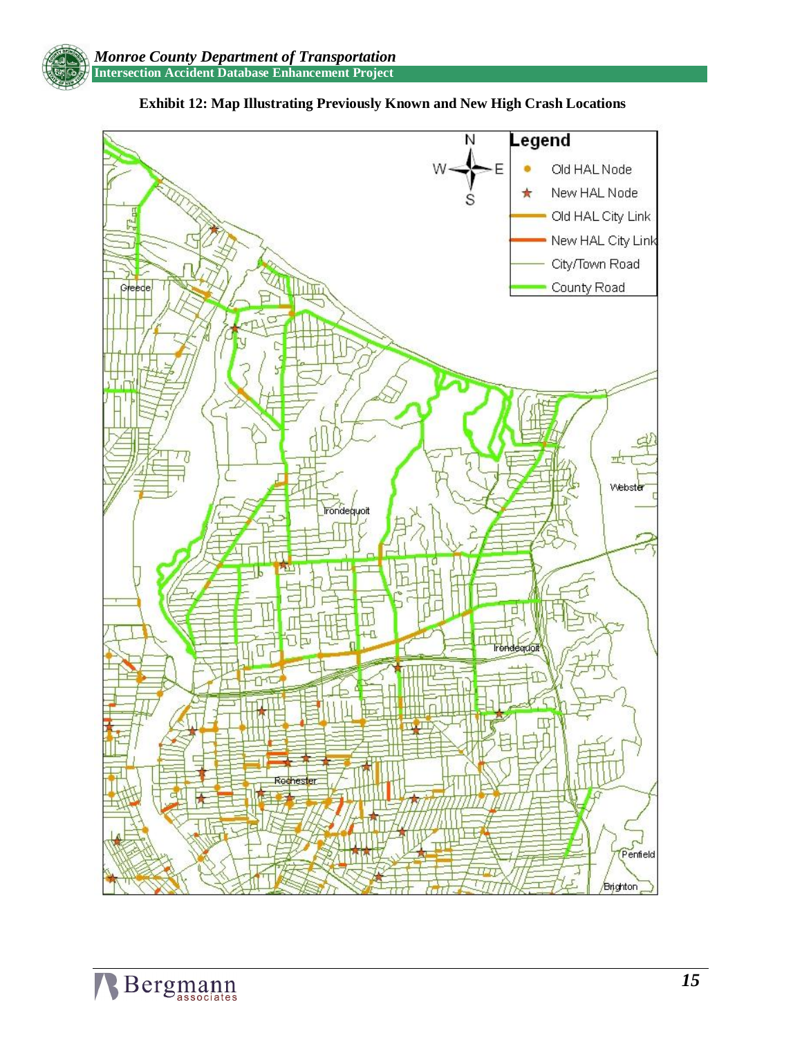**Exhibit 12: Map Illustrating Previously Known and New High Crash Locations**

Legend

Old HAL Node

New HAL Node

Old HAL City Link

New HAL City Link

City/Town Road

County Road

N

W

E

S

Greece

Irondequoit

Webster

Irondequoit

Rochester

Penfield

Brighton